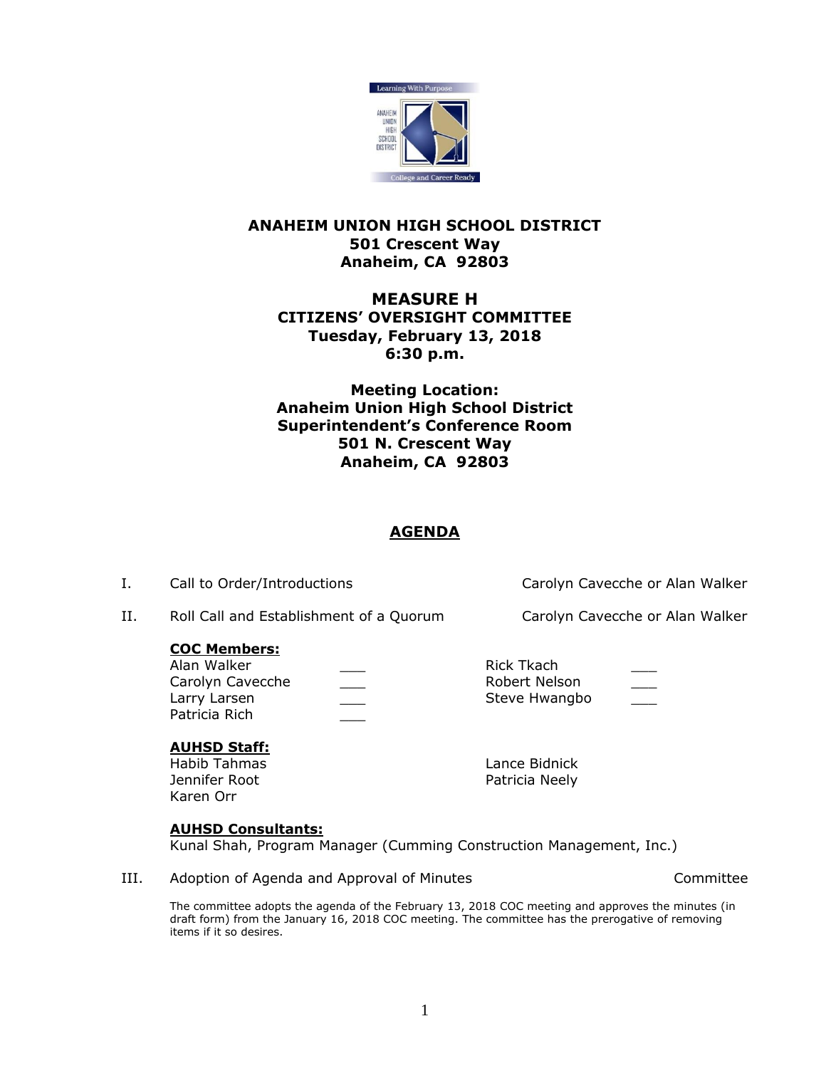**ANAHEIM UNION HIGH SCHOOL DISTRICT**
**501 Crescent Way**
**Anaheim, CA 92803**

# MEASURE H

**CITIZENS' OVERSIGHT COMMITTEE**
**Tuesday, February 13, 2018**
**6:30 p.m.**

**Meeting Location:**
**Anaheim Union High School District**
**Superintendent's Conference Room**
**501 N. Crescent Way**
**Anaheim, CA 92803**

## AGENDA

I. Call to Order/Introductions — Carolyn Cavecche or Alan Walker

II. Roll Call and Establishment of a Quorum — Carolyn Cavecche or Alan Walker

**COC Members:**

| | | | |
|---|---|---|---|
| Alan Walker | ___ | Rick Tkach | ___ |
| Carolyn Cavecche | ___ | Robert Nelson | ___ |
| Larry Larsen | ___ | Steve Hwangbo | ___ |
| Patricia Rich | ___ | | |

**AUHSD Staff:**

Habib Tahmas
Jennifer Root
Karen Orr
Lance Bidnick
Patricia Neely

**AUHSD Consultants:**

Kunal Shah, Program Manager (Cumming Construction Management, Inc.)

III. Adoption of Agenda and Approval of Minutes — Committee

The committee adopts the agenda of the February 13, 2018 COC meeting and approves the minutes (in draft form) from the January 16, 2018 COC meeting. The committee has the prerogative of removing items if it so desires.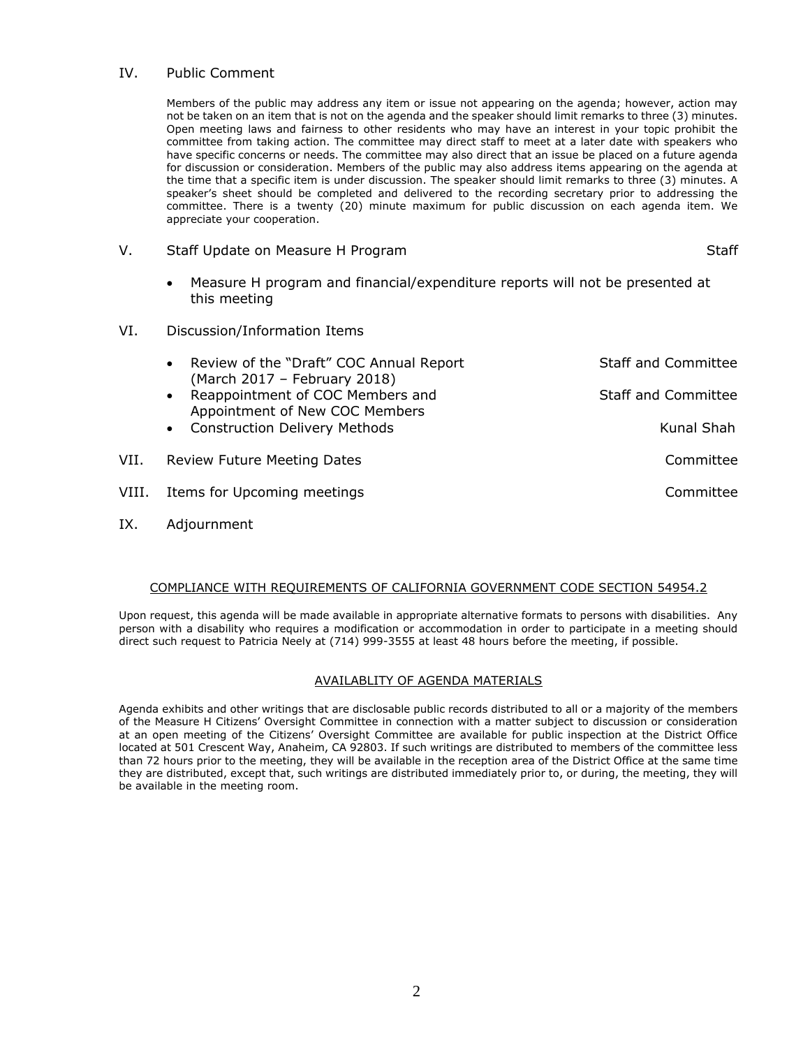IV. Public Comment

Members of the public may address any item or issue not appearing on the agenda; however, action may not be taken on an item that is not on the agenda and the speaker should limit remarks to three (3) minutes. Open meeting laws and fairness to other residents who may have an interest in your topic prohibit the committee from taking action. The committee may direct staff to meet at a later date with speakers who have specific concerns or needs. The committee may also direct that an issue be placed on a future agenda for discussion or consideration. Members of the public may also address items appearing on the agenda at the time that a specific item is under discussion. The speaker should limit remarks to three (3) minutes. A speaker's sheet should be completed and delivered to the recording secretary prior to addressing the committee. There is a twenty (20) minute maximum for public discussion on each agenda item. We appreciate your cooperation.

V. Staff Update on Measure H Program — Staff

- Measure H program and financial/expenditure reports will not be presented at this meeting

VI. Discussion/Information Items

- Review of the "Draft" COC Annual Report (March 2017 – February 2018) — Staff and Committee
- Reappointment of COC Members and Appointment of New COC Members — Staff and Committee
- Construction Delivery Methods — Kunal Shah

VII. Review Future Meeting Dates — Committee

VIII. Items for Upcoming meetings — Committee

IX. Adjournment

COMPLIANCE WITH REQUIREMENTS OF CALIFORNIA GOVERNMENT CODE SECTION 54954.2

Upon request, this agenda will be made available in appropriate alternative formats to persons with disabilities. Any person with a disability who requires a modification or accommodation in order to participate in a meeting should direct such request to Patricia Neely at (714) 999-3555 at least 48 hours before the meeting, if possible.

AVAILABLITY OF AGENDA MATERIALS

Agenda exhibits and other writings that are disclosable public records distributed to all or a majority of the members of the Measure H Citizens' Oversight Committee in connection with a matter subject to discussion or consideration at an open meeting of the Citizens' Oversight Committee are available for public inspection at the District Office located at 501 Crescent Way, Anaheim, CA 92803. If such writings are distributed to members of the committee less than 72 hours prior to the meeting, they will be available in the reception area of the District Office at the same time they are distributed, except that, such writings are distributed immediately prior to, or during, the meeting, they will be available in the meeting room.